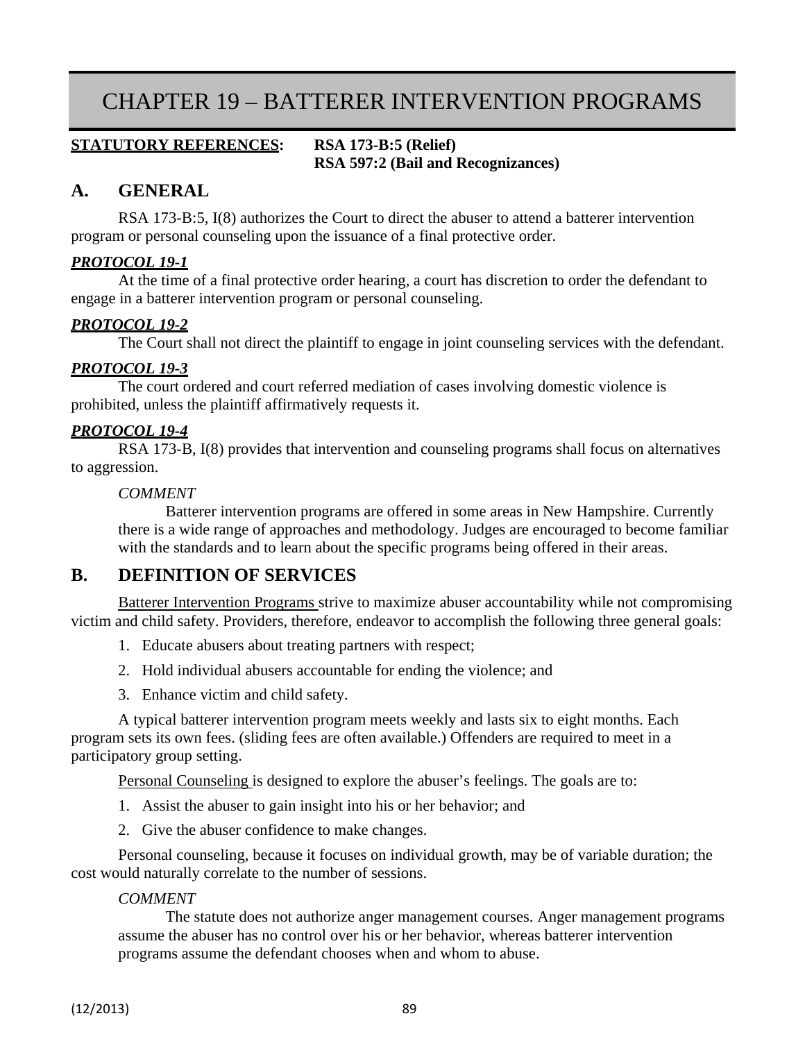# CHAPTER 19 – BATTERER INTERVENTION PROGRAMS

**STATUTORY REFERENCES:** **RSA 173-B:5 (Relief)**
**RSA 597:2 (Bail and Recognizances)**

## A. GENERAL

RSA 173-B:5, I(8) authorizes the Court to direct the abuser to attend a batterer intervention program or personal counseling upon the issuance of a final protective order.

***PROTOCOL 19-1***

At the time of a final protective order hearing, a court has discretion to order the defendant to engage in a batterer intervention program or personal counseling.

***PROTOCOL 19-2***

The Court shall not direct the plaintiff to engage in joint counseling services with the defendant.

***PROTOCOL 19-3***

The court ordered and court referred mediation of cases involving domestic violence is prohibited, unless the plaintiff affirmatively requests it.

***PROTOCOL 19-4***

RSA 173-B, I(8) provides that intervention and counseling programs shall focus on alternatives to aggression.

*COMMENT*

Batterer intervention programs are offered in some areas in New Hampshire. Currently there is a wide range of approaches and methodology. Judges are encouraged to become familiar with the standards and to learn about the specific programs being offered in their areas.

## B. DEFINITION OF SERVICES

Batterer Intervention Programs strive to maximize abuser accountability while not compromising victim and child safety. Providers, therefore, endeavor to accomplish the following three general goals:

1. Educate abusers about treating partners with respect;
2. Hold individual abusers accountable for ending the violence; and
3. Enhance victim and child safety.

A typical batterer intervention program meets weekly and lasts six to eight months. Each program sets its own fees. (sliding fees are often available.) Offenders are required to meet in a participatory group setting.

Personal Counseling is designed to explore the abuser's feelings. The goals are to:

1. Assist the abuser to gain insight into his or her behavior; and
2. Give the abuser confidence to make changes.

Personal counseling, because it focuses on individual growth, may be of variable duration; the cost would naturally correlate to the number of sessions.

*COMMENT*

The statute does not authorize anger management courses. Anger management programs assume the abuser has no control over his or her behavior, whereas batterer intervention programs assume the defendant chooses when and whom to abuse.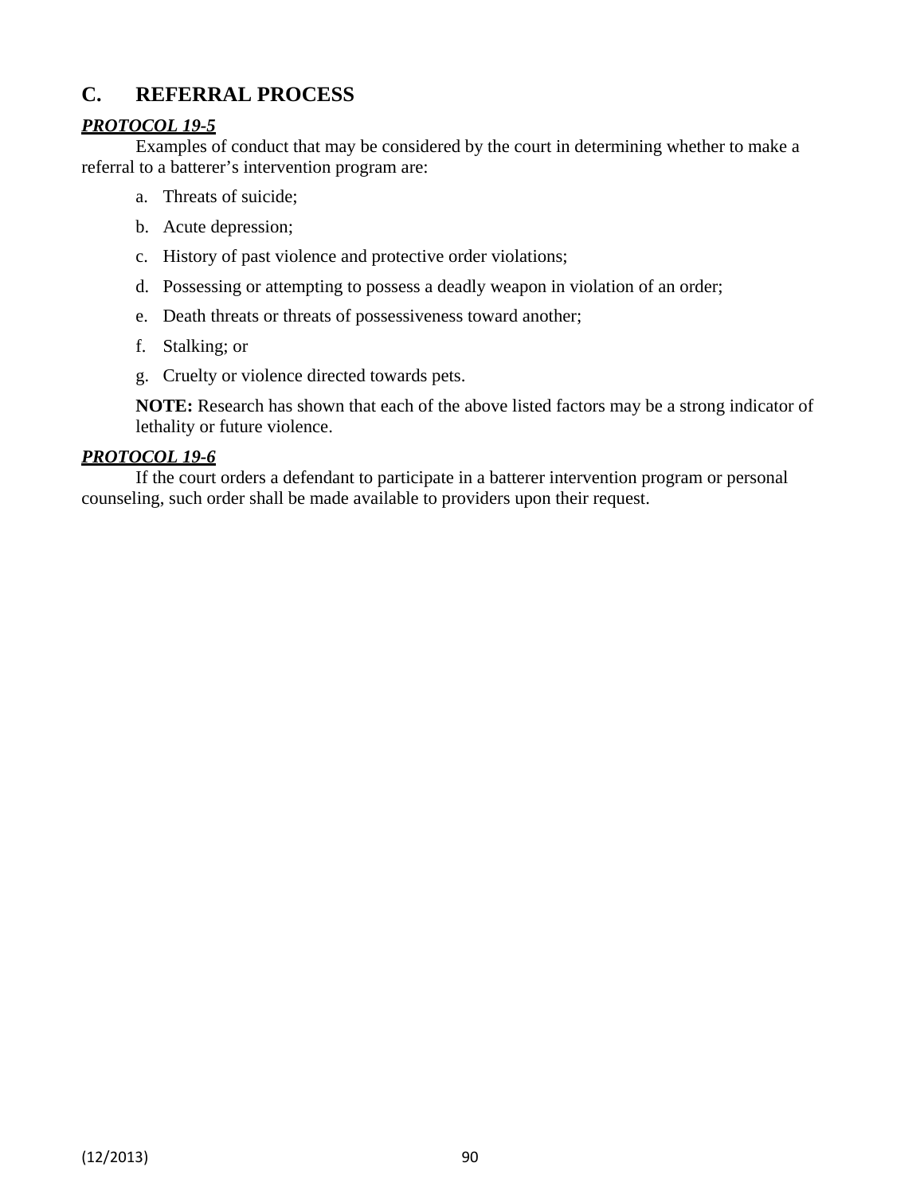## C. REFERRAL PROCESS

***PROTOCOL 19-5***

Examples of conduct that may be considered by the court in determining whether to make a referral to a batterer's intervention program are:

a. Threats of suicide;

b. Acute depression;

c. History of past violence and protective order violations;

d. Possessing or attempting to possess a deadly weapon in violation of an order;

e. Death threats or threats of possessiveness toward another;

f. Stalking; or

g. Cruelty or violence directed towards pets.

**NOTE:** Research has shown that each of the above listed factors may be a strong indicator of lethality or future violence.

***PROTOCOL 19-6***

If the court orders a defendant to participate in a batterer intervention program or personal counseling, such order shall be made available to providers upon their request.